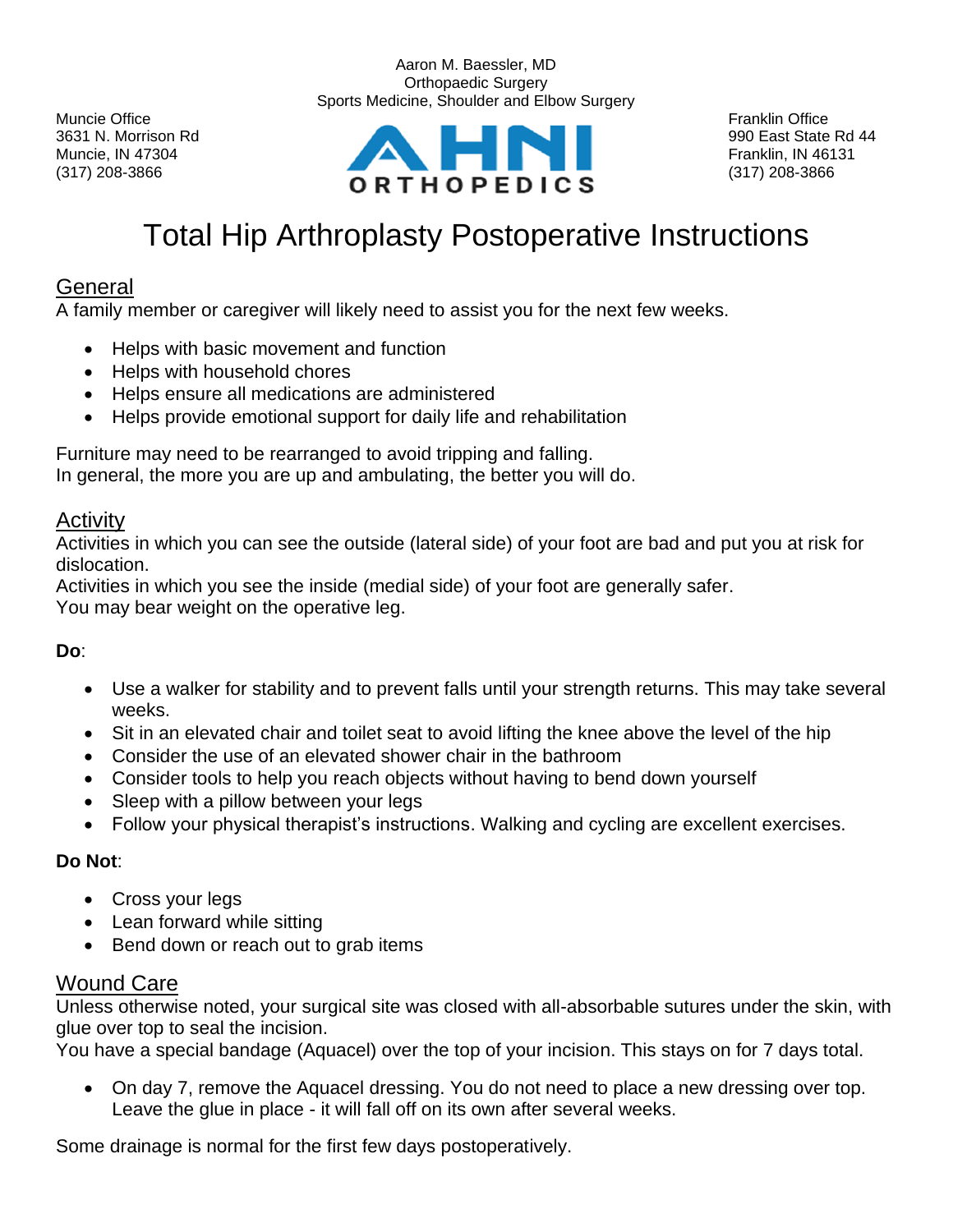Aaron M. Baessler, MD
Orthopaedic Surgery
Sports Medicine, Shoulder and Elbow Surgery

Muncie Office
3631 N. Morrison Rd
Muncie, IN 47304
(317) 208-3866

AHNI ORTHOPEDICS

Franklin Office
990 East State Rd 44
Franklin, IN 46131
(317) 208-3866

# Total Hip Arthroplasty Postoperative Instructions

## General

A family member or caregiver will likely need to assist you for the next few weeks.

- Helps with basic movement and function
- Helps with household chores
- Helps ensure all medications are administered
- Helps provide emotional support for daily life and rehabilitation

Furniture may need to be rearranged to avoid tripping and falling.
In general, the more you are up and ambulating, the better you will do.

## Activity

Activities in which you can see the outside (lateral side) of your foot are bad and put you at risk for dislocation.
Activities in which you see the inside (medial side) of your foot are generally safer.
You may bear weight on the operative leg.

**Do**:

- Use a walker for stability and to prevent falls until your strength returns. This may take several weeks.
- Sit in an elevated chair and toilet seat to avoid lifting the knee above the level of the hip
- Consider the use of an elevated shower chair in the bathroom
- Consider tools to help you reach objects without having to bend down yourself
- Sleep with a pillow between your legs
- Follow your physical therapist's instructions. Walking and cycling are excellent exercises.

**Do Not**:

- Cross your legs
- Lean forward while sitting
- Bend down or reach out to grab items

## Wound Care

Unless otherwise noted, your surgical site was closed with all-absorbable sutures under the skin, with glue over top to seal the incision.
You have a special bandage (Aquacel) over the top of your incision. This stays on for 7 days total.

- On day 7, remove the Aquacel dressing. You do not need to place a new dressing over top. Leave the glue in place - it will fall off on its own after several weeks.

Some drainage is normal for the first few days postoperatively.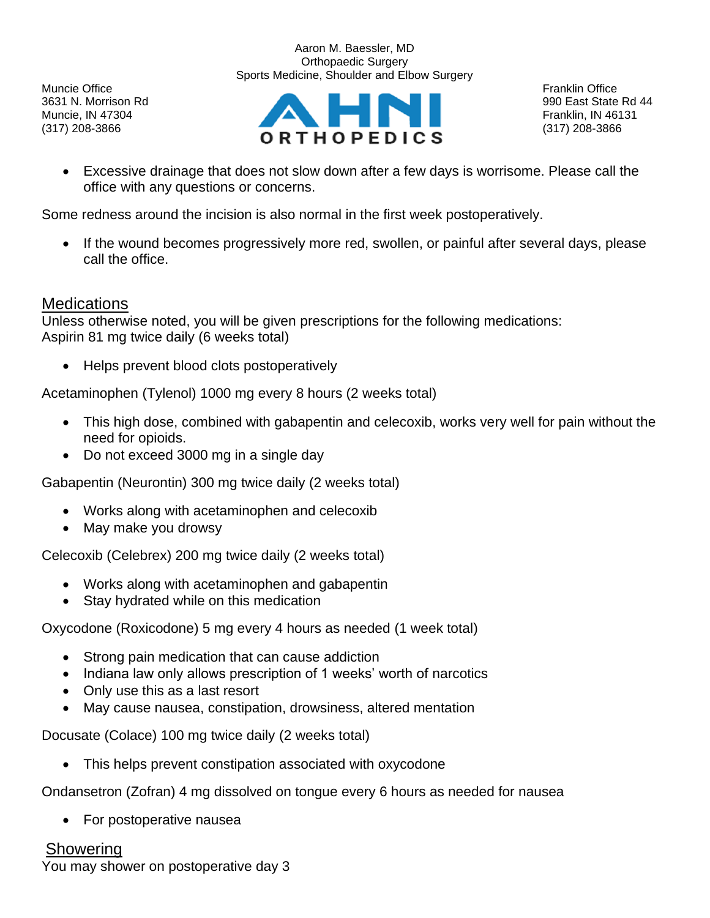- Excessive drainage that does not slow down after a few days is worrisome. Please call the office with any questions or concerns.

Some redness around the incision is also normal in the first week postoperatively.

- If the wound becomes progressively more red, swollen, or painful after several days, please call the office.

## Medications

Unless otherwise noted, you will be given prescriptions for the following medications:
Aspirin 81 mg twice daily (6 weeks total)

- Helps prevent blood clots postoperatively

Acetaminophen (Tylenol) 1000 mg every 8 hours (2 weeks total)

- This high dose, combined with gabapentin and celecoxib, works very well for pain without the need for opioids.
- Do not exceed 3000 mg in a single day

Gabapentin (Neurontin) 300 mg twice daily (2 weeks total)

- Works along with acetaminophen and celecoxib
- May make you drowsy

Celecoxib (Celebrex) 200 mg twice daily (2 weeks total)

- Works along with acetaminophen and gabapentin
- Stay hydrated while on this medication

Oxycodone (Roxicodone) 5 mg every 4 hours as needed (1 week total)

- Strong pain medication that can cause addiction
- Indiana law only allows prescription of 1 weeks' worth of narcotics
- Only use this as a last resort
- May cause nausea, constipation, drowsiness, altered mentation

Docusate (Colace) 100 mg twice daily (2 weeks total)

- This helps prevent constipation associated with oxycodone

Ondansetron (Zofran) 4 mg dissolved on tongue every 6 hours as needed for nausea

- For postoperative nausea

## Showering

You may shower on postoperative day 3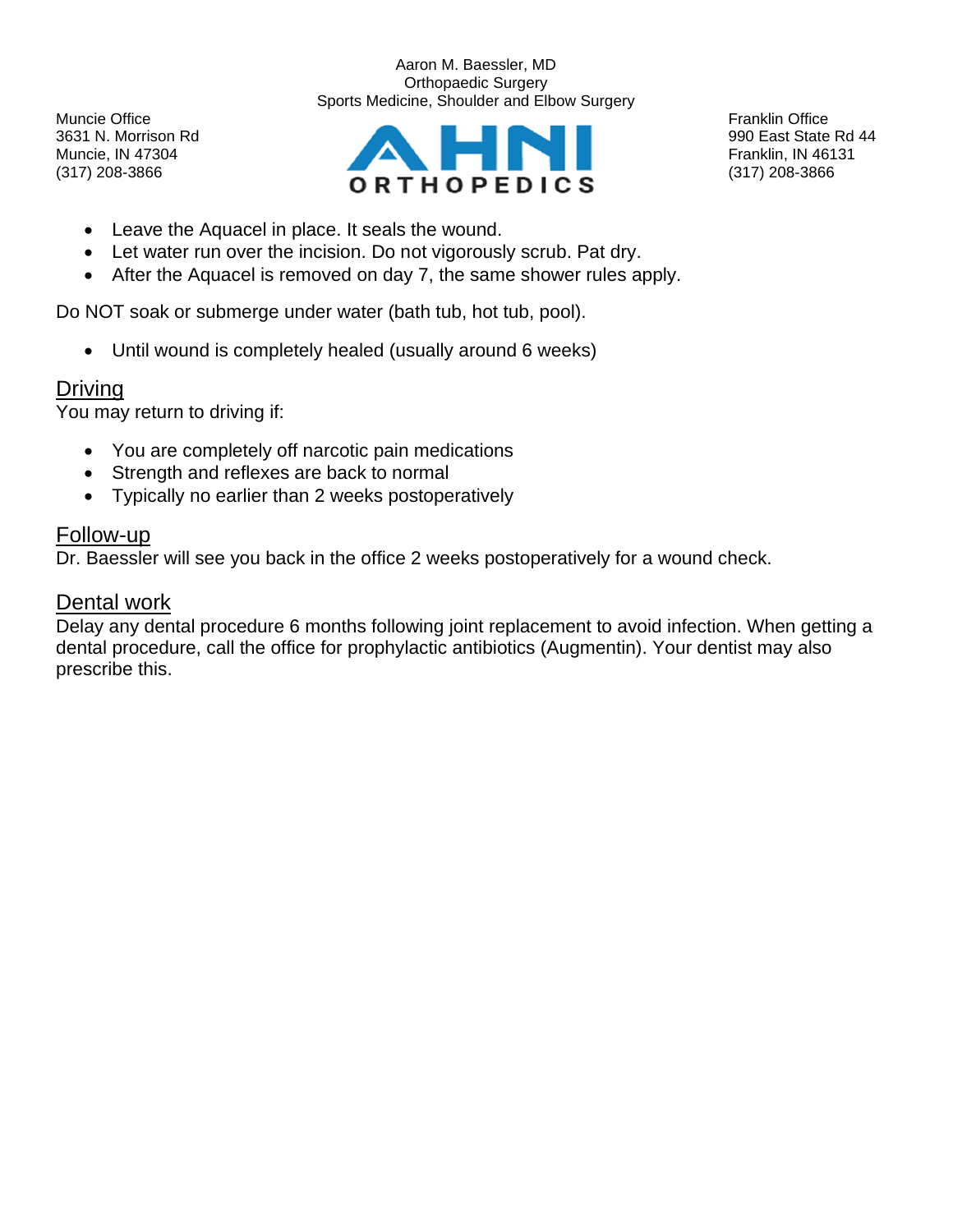- Leave the Aquacel in place. It seals the wound.
- Let water run over the incision. Do not vigorously scrub. Pat dry.
- After the Aquacel is removed on day 7, the same shower rules apply.

Do NOT soak or submerge under water (bath tub, hot tub, pool).

- Until wound is completely healed (usually around 6 weeks)

## Driving

You may return to driving if:

- You are completely off narcotic pain medications
- Strength and reflexes are back to normal
- Typically no earlier than 2 weeks postoperatively

## Follow-up

Dr. Baessler will see you back in the office 2 weeks postoperatively for a wound check.

## Dental work

Delay any dental procedure 6 months following joint replacement to avoid infection. When getting a dental procedure, call the office for prophylactic antibiotics (Augmentin). Your dentist may also prescribe this.